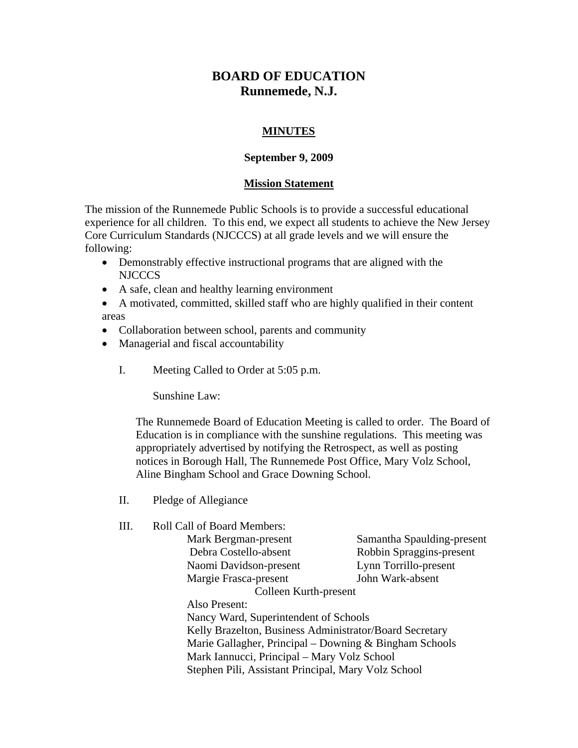# BOARD OF EDUCATION
## Runnemede, N.J.

### MINUTES

**September 9, 2009**

**Mission Statement**

The mission of the Runnemede Public Schools is to provide a successful educational experience for all children. To this end, we expect all students to achieve the New Jersey Core Curriculum Standards (NJCCCS) at all grade levels and we will ensure the following:

- Demonstrably effective instructional programs that are aligned with the NJCCCS
- A safe, clean and healthy learning environment
- A motivated, committed, skilled staff who are highly qualified in their content areas
- Collaboration between school, parents and community
- Managerial and fiscal accountability

I. Meeting Called to Order at 5:05 p.m.

Sunshine Law:

The Runnemede Board of Education Meeting is called to order. The Board of Education is in compliance with the sunshine regulations. This meeting was appropriately advertised by notifying the Retrospect, as well as posting notices in Borough Hall, The Runnemede Post Office, Mary Volz School, Aline Bingham School and Grace Downing School.

II. Pledge of Allegiance

III. Roll Call of Board Members:

Mark Bergman-present
Debra Costello-absent
Naomi Davidson-present
Margie Frasca-present
Samantha Spaulding-present
Robbin Spraggins-present
Lynn Torrillo-present
John Wark-absent
Colleen Kurth-present

Also Present:
Nancy Ward, Superintendent of Schools
Kelly Brazelton, Business Administrator/Board Secretary
Marie Gallagher, Principal – Downing & Bingham Schools
Mark Iannucci, Principal – Mary Volz School
Stephen Pili, Assistant Principal, Mary Volz School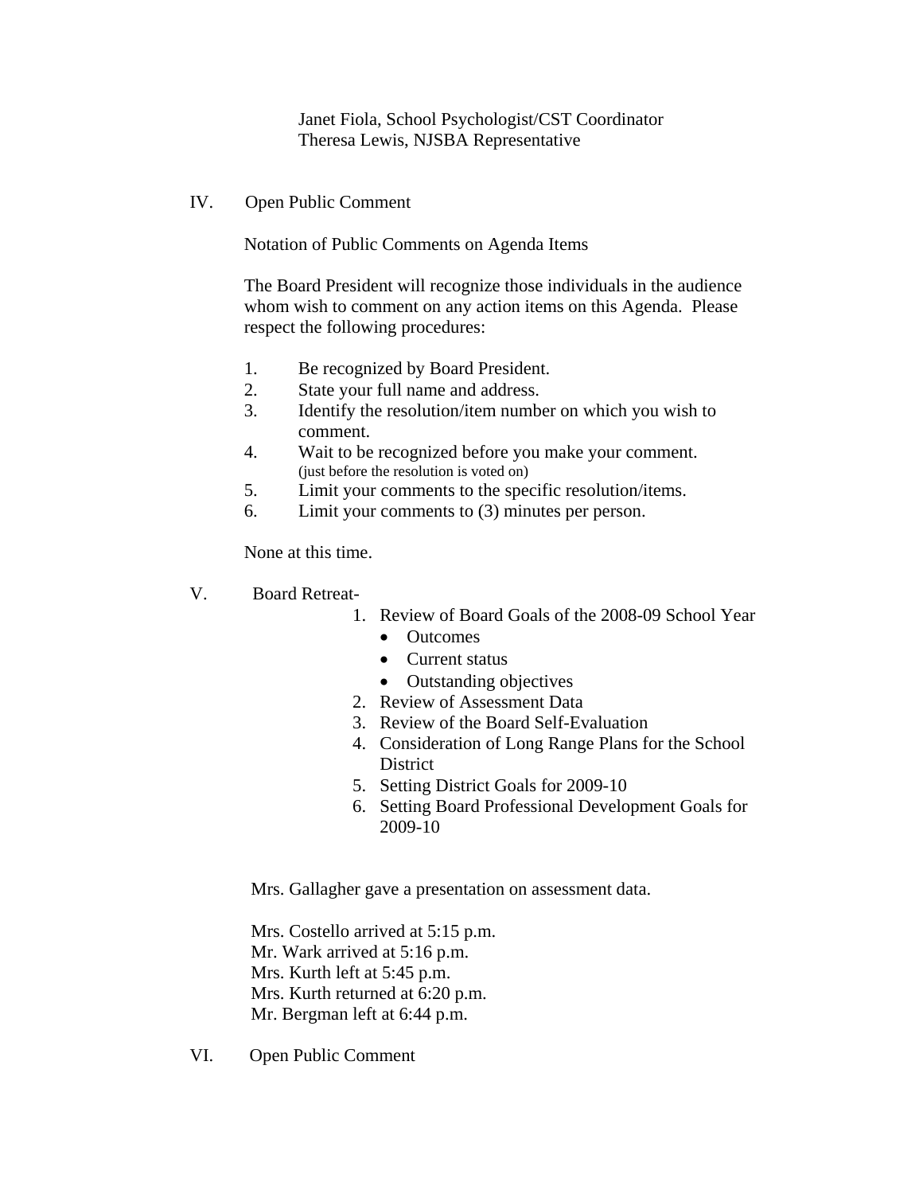Janet Fiola, School Psychologist/CST Coordinator
Theresa Lewis, NJSBA Representative

IV. Open Public Comment

Notation of Public Comments on Agenda Items

The Board President will recognize those individuals in the audience whom wish to comment on any action items on this Agenda. Please respect the following procedures:

1. Be recognized by Board President.
2. State your full name and address.
3. Identify the resolution/item number on which you wish to comment.
4. Wait to be recognized before you make your comment. (just before the resolution is voted on)
5. Limit your comments to the specific resolution/items.
6. Limit your comments to (3) minutes per person.

None at this time.

V. Board Retreat-

1. Review of Board Goals of the 2008-09 School Year
   - Outcomes
   - Current status
   - Outstanding objectives
2. Review of Assessment Data
3. Review of the Board Self-Evaluation
4. Consideration of Long Range Plans for the School District
5. Setting District Goals for 2009-10
6. Setting Board Professional Development Goals for 2009-10

Mrs. Gallagher gave a presentation on assessment data.

Mrs. Costello arrived at 5:15 p.m.
Mr. Wark arrived at 5:16 p.m.
Mrs. Kurth left at 5:45 p.m.
Mrs. Kurth returned at 6:20 p.m.
Mr. Bergman left at 6:44 p.m.

VI. Open Public Comment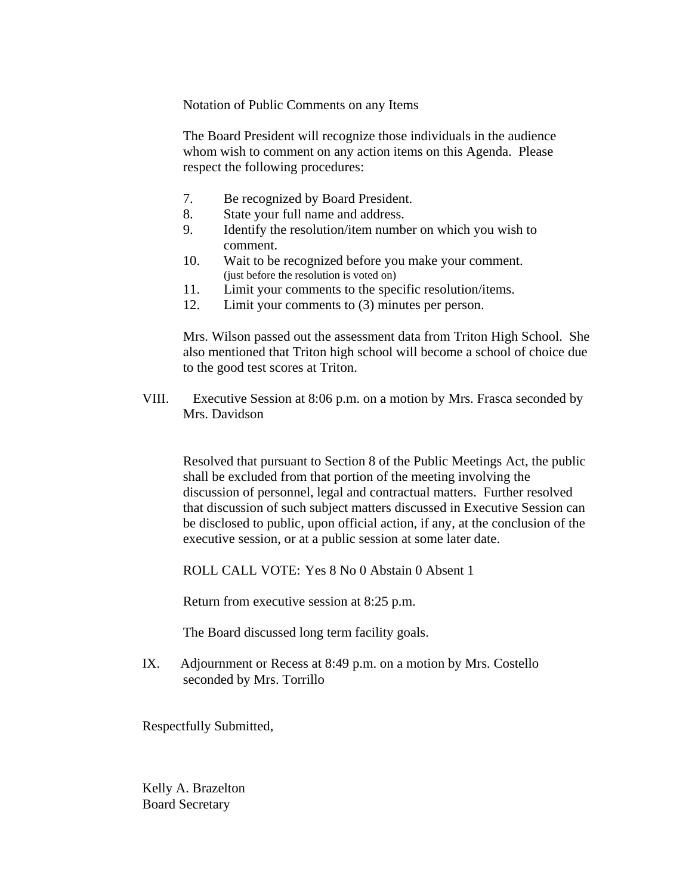Notation of Public Comments on any Items

The Board President will recognize those individuals in the audience whom wish to comment on any action items on this Agenda. Please respect the following procedures:

7. Be recognized by Board President.
8. State your full name and address.
9. Identify the resolution/item number on which you wish to comment.
10. Wait to be recognized before you make your comment. (just before the resolution is voted on)
11. Limit your comments to the specific resolution/items.
12. Limit your comments to (3) minutes per person.

Mrs. Wilson passed out the assessment data from Triton High School. She also mentioned that Triton high school will become a school of choice due to the good test scores at Triton.

VIII. Executive Session at 8:06 p.m. on a motion by Mrs. Frasca seconded by Mrs. Davidson

Resolved that pursuant to Section 8 of the Public Meetings Act, the public shall be excluded from that portion of the meeting involving the discussion of personnel, legal and contractual matters. Further resolved that discussion of such subject matters discussed in Executive Session can be disclosed to public, upon official action, if any, at the conclusion of the executive session, or at a public session at some later date.

ROLL CALL VOTE: Yes 8 No 0 Abstain 0 Absent 1

Return from executive session at 8:25 p.m.

The Board discussed long term facility goals.

IX. Adjournment or Recess at 8:49 p.m. on a motion by Mrs. Costello seconded by Mrs. Torrillo

Respectfully Submitted,

Kelly A. Brazelton
Board Secretary